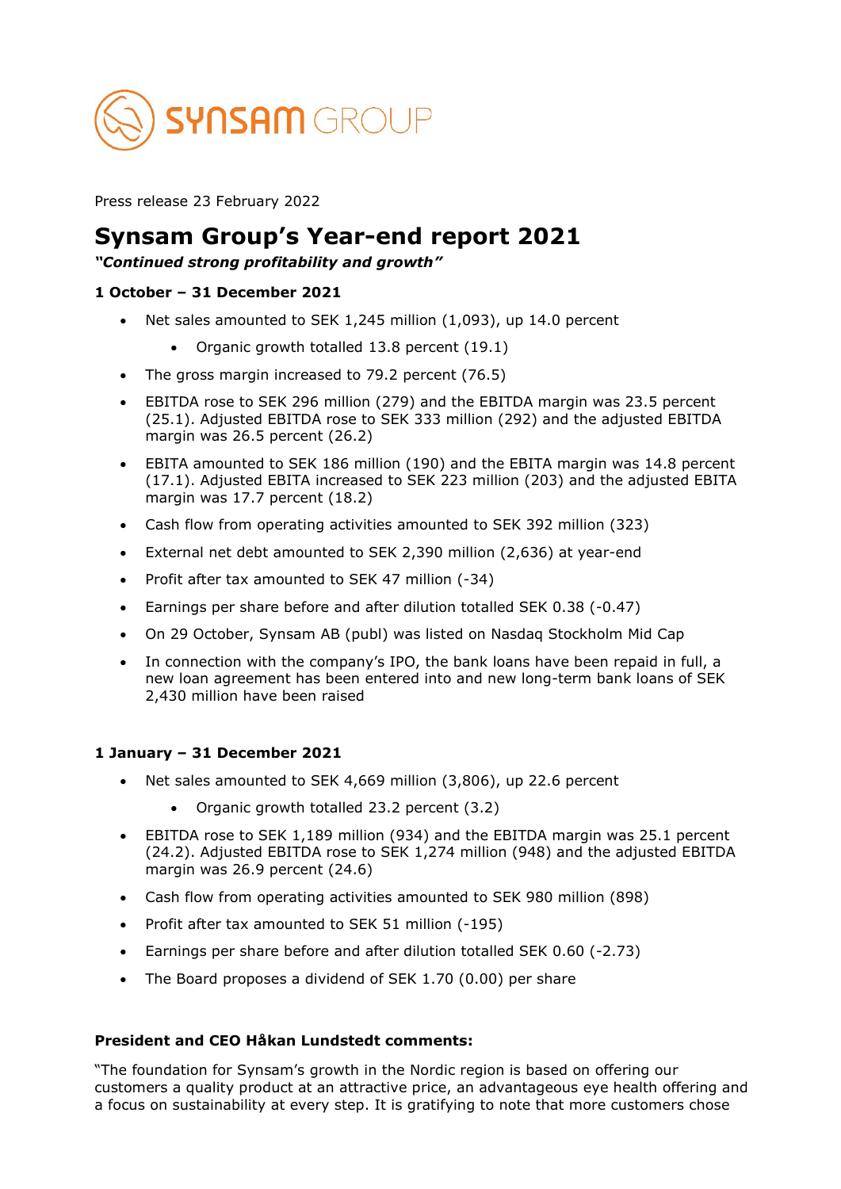SYNSAM GROUP

Press release 23 February 2022

# Synsam Group's Year-end report 2021

***"Continued strong profitability and growth"***

### 1 October – 31 December 2021

- Net sales amounted to SEK 1,245 million (1,093), up 14.0 percent
    - Organic growth totalled 13.8 percent (19.1)
- The gross margin increased to 79.2 percent (76.5)
- EBITDA rose to SEK 296 million (279) and the EBITDA margin was 23.5 percent (25.1). Adjusted EBITDA rose to SEK 333 million (292) and the adjusted EBITDA margin was 26.5 percent (26.2)
- EBITA amounted to SEK 186 million (190) and the EBITA margin was 14.8 percent (17.1). Adjusted EBITA increased to SEK 223 million (203) and the adjusted EBITA margin was 17.7 percent (18.2)
- Cash flow from operating activities amounted to SEK 392 million (323)
- External net debt amounted to SEK 2,390 million (2,636) at year-end
- Profit after tax amounted to SEK 47 million (-34)
- Earnings per share before and after dilution totalled SEK 0.38 (-0.47)
- On 29 October, Synsam AB (publ) was listed on Nasdaq Stockholm Mid Cap
- In connection with the company's IPO, the bank loans have been repaid in full, a new loan agreement has been entered into and new long-term bank loans of SEK 2,430 million have been raised

### 1 January – 31 December 2021

- Net sales amounted to SEK 4,669 million (3,806), up 22.6 percent
    - Organic growth totalled 23.2 percent (3.2)
- EBITDA rose to SEK 1,189 million (934) and the EBITDA margin was 25.1 percent (24.2). Adjusted EBITDA rose to SEK 1,274 million (948) and the adjusted EBITDA margin was 26.9 percent (24.6)
- Cash flow from operating activities amounted to SEK 980 million (898)
- Profit after tax amounted to SEK 51 million (-195)
- Earnings per share before and after dilution totalled SEK 0.60 (-2.73)
- The Board proposes a dividend of SEK 1.70 (0.00) per share

### President and CEO Håkan Lundstedt comments:

"The foundation for Synsam's growth in the Nordic region is based on offering our customers a quality product at an attractive price, an advantageous eye health offering and a focus on sustainability at every step. It is gratifying to note that more customers chose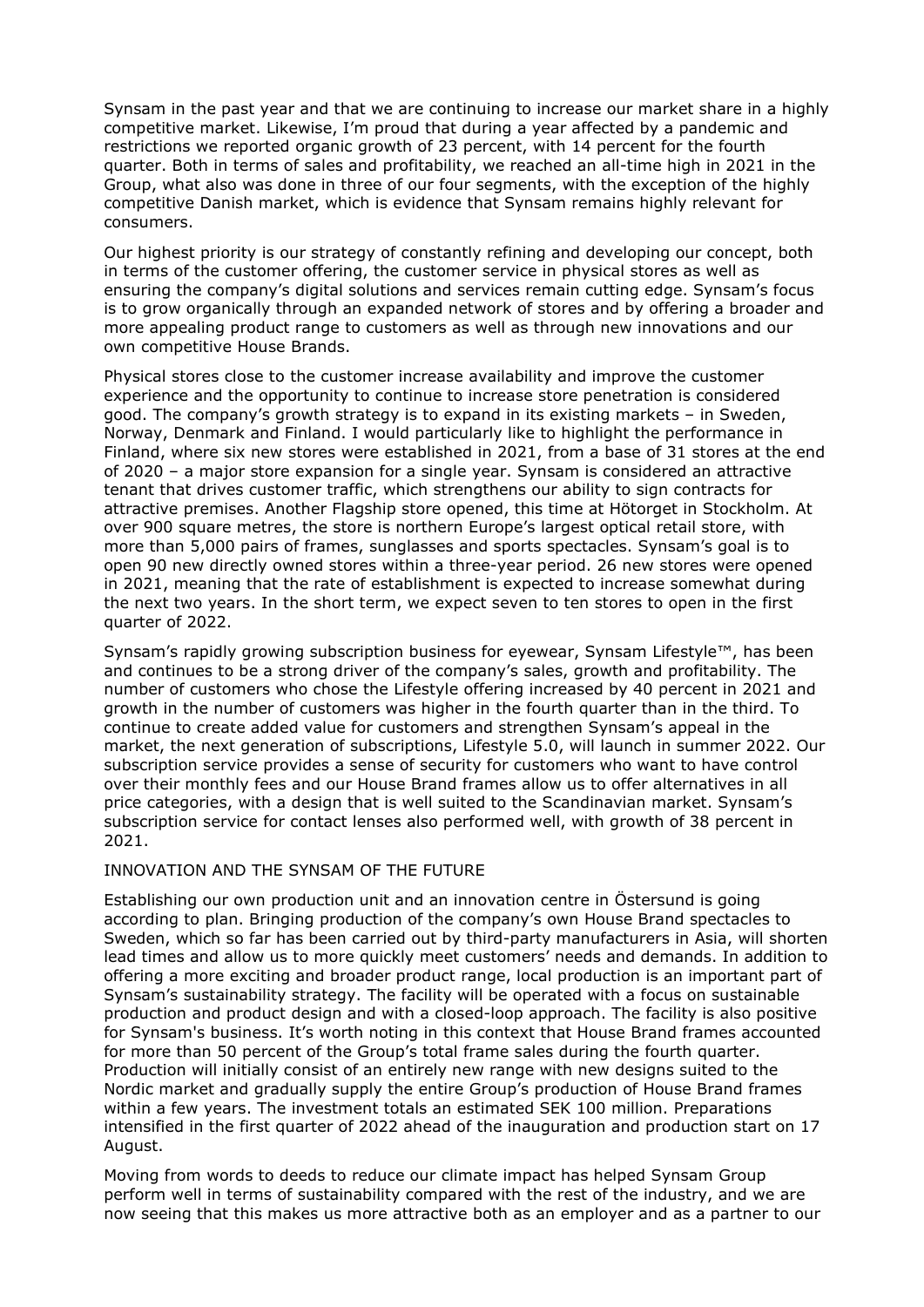Synsam in the past year and that we are continuing to increase our market share in a highly competitive market. Likewise, I'm proud that during a year affected by a pandemic and restrictions we reported organic growth of 23 percent, with 14 percent for the fourth quarter. Both in terms of sales and profitability, we reached an all-time high in 2021 in the Group, what also was done in three of our four segments, with the exception of the highly competitive Danish market, which is evidence that Synsam remains highly relevant for consumers.

Our highest priority is our strategy of constantly refining and developing our concept, both in terms of the customer offering, the customer service in physical stores as well as ensuring the company's digital solutions and services remain cutting edge. Synsam's focus is to grow organically through an expanded network of stores and by offering a broader and more appealing product range to customers as well as through new innovations and our own competitive House Brands.

Physical stores close to the customer increase availability and improve the customer experience and the opportunity to continue to increase store penetration is considered good. The company's growth strategy is to expand in its existing markets – in Sweden, Norway, Denmark and Finland. I would particularly like to highlight the performance in Finland, where six new stores were established in 2021, from a base of 31 stores at the end of 2020 – a major store expansion for a single year. Synsam is considered an attractive tenant that drives customer traffic, which strengthens our ability to sign contracts for attractive premises. Another Flagship store opened, this time at Hötorget in Stockholm. At over 900 square metres, the store is northern Europe's largest optical retail store, with more than 5,000 pairs of frames, sunglasses and sports spectacles. Synsam's goal is to open 90 new directly owned stores within a three-year period. 26 new stores were opened in 2021, meaning that the rate of establishment is expected to increase somewhat during the next two years. In the short term, we expect seven to ten stores to open in the first quarter of 2022.

Synsam's rapidly growing subscription business for eyewear, Synsam Lifestyle™, has been and continues to be a strong driver of the company's sales, growth and profitability. The number of customers who chose the Lifestyle offering increased by 40 percent in 2021 and growth in the number of customers was higher in the fourth quarter than in the third. To continue to create added value for customers and strengthen Synsam's appeal in the market, the next generation of subscriptions, Lifestyle 5.0, will launch in summer 2022. Our subscription service provides a sense of security for customers who want to have control over their monthly fees and our House Brand frames allow us to offer alternatives in all price categories, with a design that is well suited to the Scandinavian market. Synsam's subscription service for contact lenses also performed well, with growth of 38 percent in 2021.

INNOVATION AND THE SYNSAM OF THE FUTURE

Establishing our own production unit and an innovation centre in Östersund is going according to plan. Bringing production of the company's own House Brand spectacles to Sweden, which so far has been carried out by third-party manufacturers in Asia, will shorten lead times and allow us to more quickly meet customers' needs and demands. In addition to offering a more exciting and broader product range, local production is an important part of Synsam's sustainability strategy. The facility will be operated with a focus on sustainable production and product design and with a closed-loop approach. The facility is also positive for Synsam's business. It's worth noting in this context that House Brand frames accounted for more than 50 percent of the Group's total frame sales during the fourth quarter. Production will initially consist of an entirely new range with new designs suited to the Nordic market and gradually supply the entire Group's production of House Brand frames within a few years. The investment totals an estimated SEK 100 million. Preparations intensified in the first quarter of 2022 ahead of the inauguration and production start on 17 August.

Moving from words to deeds to reduce our climate impact has helped Synsam Group perform well in terms of sustainability compared with the rest of the industry, and we are now seeing that this makes us more attractive both as an employer and as a partner to our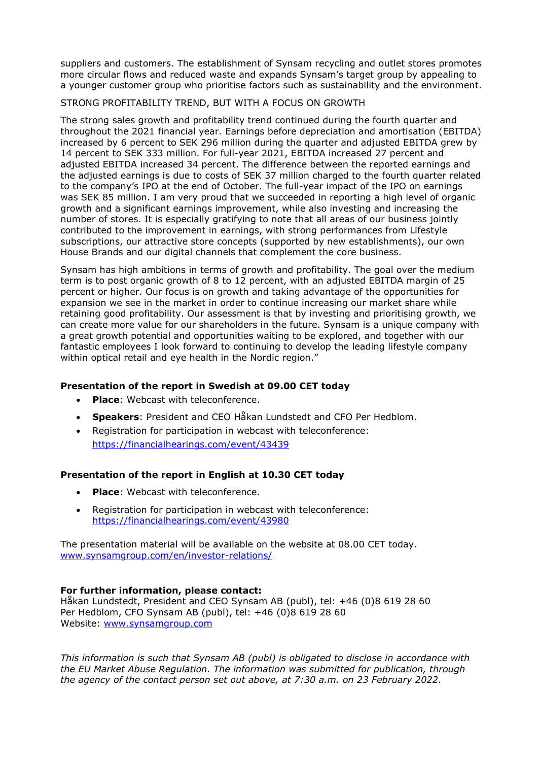suppliers and customers. The establishment of Synsam recycling and outlet stores promotes more circular flows and reduced waste and expands Synsam's target group by appealing to a younger customer group who prioritise factors such as sustainability and the environment.

STRONG PROFITABILITY TREND, BUT WITH A FOCUS ON GROWTH

The strong sales growth and profitability trend continued during the fourth quarter and throughout the 2021 financial year. Earnings before depreciation and amortisation (EBITDA) increased by 6 percent to SEK 296 million during the quarter and adjusted EBITDA grew by 14 percent to SEK 333 million. For full-year 2021, EBITDA increased 27 percent and adjusted EBITDA increased 34 percent. The difference between the reported earnings and the adjusted earnings is due to costs of SEK 37 million charged to the fourth quarter related to the company's IPO at the end of October. The full-year impact of the IPO on earnings was SEK 85 million. I am very proud that we succeeded in reporting a high level of organic growth and a significant earnings improvement, while also investing and increasing the number of stores. It is especially gratifying to note that all areas of our business jointly contributed to the improvement in earnings, with strong performances from Lifestyle subscriptions, our attractive store concepts (supported by new establishments), our own House Brands and our digital channels that complement the core business.

Synsam has high ambitions in terms of growth and profitability. The goal over the medium term is to post organic growth of 8 to 12 percent, with an adjusted EBITDA margin of 25 percent or higher. Our focus is on growth and taking advantage of the opportunities for expansion we see in the market in order to continue increasing our market share while retaining good profitability. Our assessment is that by investing and prioritising growth, we can create more value for our shareholders in the future. Synsam is a unique company with a great growth potential and opportunities waiting to be explored, and together with our fantastic employees I look forward to continuing to develop the leading lifestyle company within optical retail and eye health in the Nordic region."

**Presentation of the report in Swedish at 09.00 CET today**

- **Place**: Webcast with teleconference.
- **Speakers**: President and CEO Håkan Lundstedt and CFO Per Hedblom.
- Registration for participation in webcast with teleconference: https://financialhearings.com/event/43439

**Presentation of the report in English at 10.30 CET today**

- **Place**: Webcast with teleconference.
- Registration for participation in webcast with teleconference: https://financialhearings.com/event/43980

The presentation material will be available on the website at 08.00 CET today.
www.synsamgroup.com/en/investor-relations/

**For further information, please contact:**
Håkan Lundstedt, President and CEO Synsam AB (publ), tel: +46 (0)8 619 28 60
Per Hedblom, CFO Synsam AB (publ), tel: +46 (0)8 619 28 60
Website: www.synsamgroup.com

*This information is such that Synsam AB (publ) is obligated to disclose in accordance with the EU Market Abuse Regulation. The information was submitted for publication, through the agency of the contact person set out above, at 7:30 a.m. on 23 February 2022.*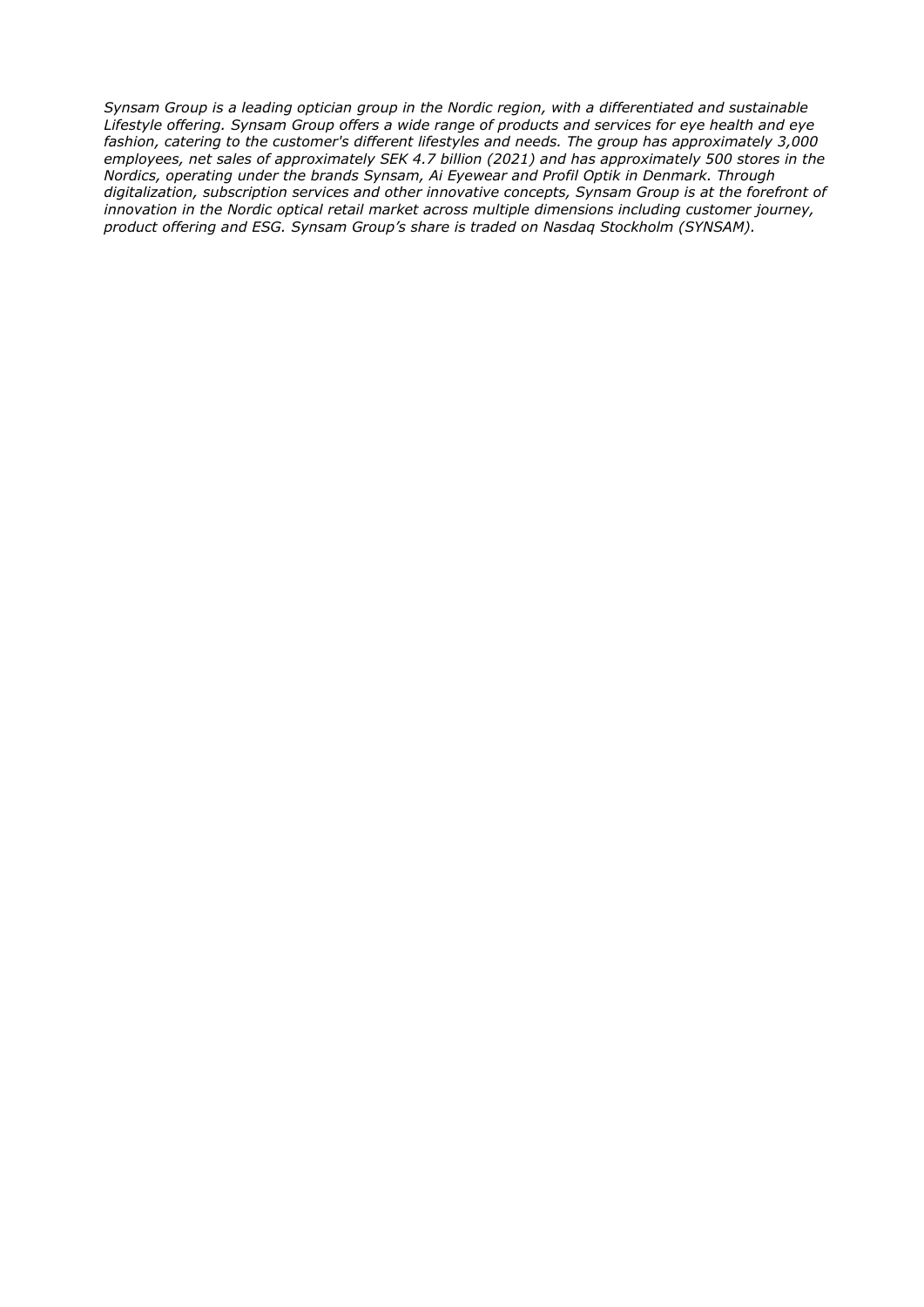*Synsam Group is a leading optician group in the Nordic region, with a differentiated and sustainable Lifestyle offering. Synsam Group offers a wide range of products and services for eye health and eye fashion, catering to the customer's different lifestyles and needs. The group has approximately 3,000 employees, net sales of approximately SEK 4.7 billion (2021) and has approximately 500 stores in the Nordics, operating under the brands Synsam, Ai Eyewear and Profil Optik in Denmark. Through digitalization, subscription services and other innovative concepts, Synsam Group is at the forefront of innovation in the Nordic optical retail market across multiple dimensions including customer journey, product offering and ESG. Synsam Group's share is traded on Nasdaq Stockholm (SYNSAM).*